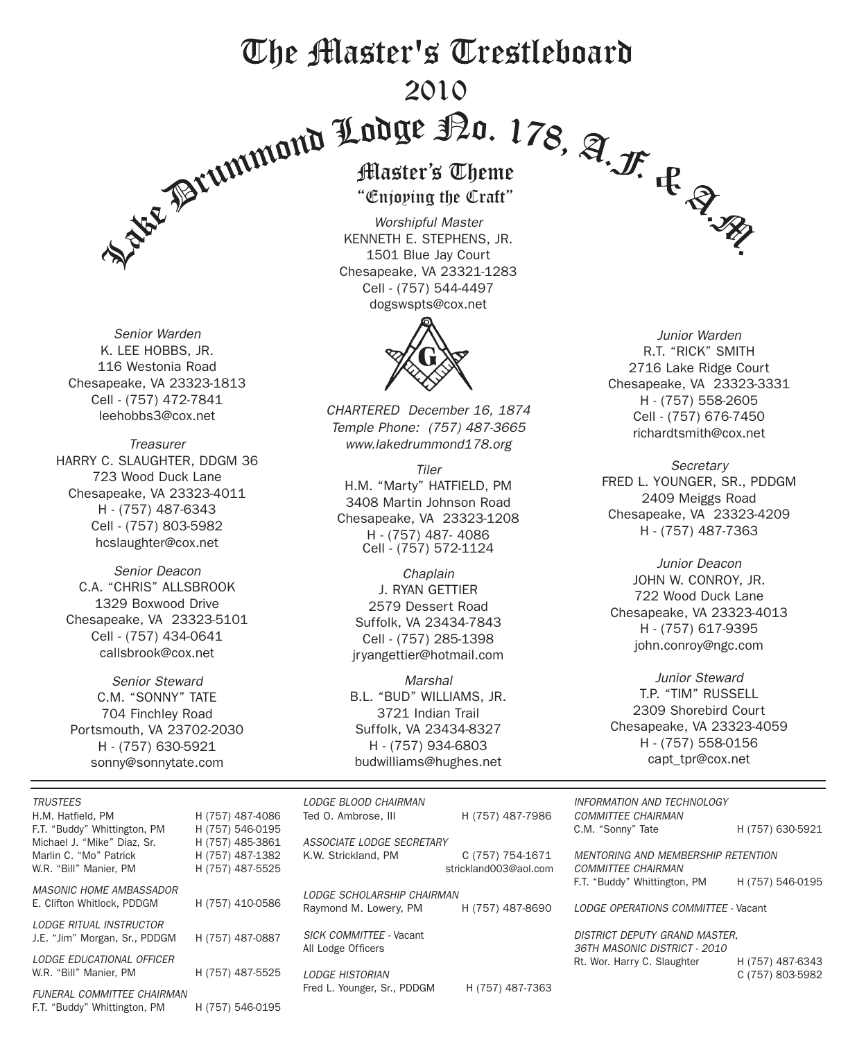# The Master's Trestleboard

## 2010

## Lake Drummond Lodge No. 178, A.F. & A.M.

### Master's Theme
### "Enjoying the Craft"

*Worshipful Master*
KENNETH E. STEPHENS, JR.
1501 Blue Jay Court
Chesapeake, VA 23321-1283
Cell - (757) 544-4497
dogswspts@cox.net

*CHARTERED December 16, 1874*
*Temple Phone: (757) 487-3665*
*www.lakedrummond178.org*

*Senior Warden*
K. LEE HOBBS, JR.
116 Westonia Road
Chesapeake, VA 23323-1813
Cell - (757) 472-7841
leehobbs3@cox.net

*Junior Warden*
R.T. "RICK" SMITH
2716 Lake Ridge Court
Chesapeake, VA 23323-3331
H - (757) 558-2605
Cell - (757) 676-7450
richardtsmith@cox.net

*Treasurer*
HARRY C. SLAUGHTER, DDGM 36
723 Wood Duck Lane
Chesapeake, VA 23323-4011
H - (757) 487-6343
Cell - (757) 803-5982
hcslaughter@cox.net

*Tiler*
H.M. "Marty" HATFIELD, PM
3408 Martin Johnson Road
Chesapeake, VA 23323-1208
H - (757) 487- 4086
Cell - (757) 572-1124

*Secretary*
FRED L. YOUNGER, SR., PDDGM
2409 Meiggs Road
Chesapeake, VA 23323-4209
H - (757) 487-7363

*Senior Deacon*
C.A. "CHRIS" ALLSBROOK
1329 Boxwood Drive
Chesapeake, VA 23323-5101
Cell - (757) 434-0641
callsbrook@cox.net

*Chaplain*
J. RYAN GETTIER
2579 Dessert Road
Suffolk, VA 23434-7843
Cell - (757) 285-1398
jryangettier@hotmail.com

*Junior Deacon*
JOHN W. CONROY, JR.
722 Wood Duck Lane
Chesapeake, VA 23323-4013
H - (757) 617-9395
john.conroy@ngc.com

*Senior Steward*
C.M. "SONNY" TATE
704 Finchley Road
Portsmouth, VA 23702-2030
H - (757) 630-5921
sonny@sonnytate.com

*Marshal*
B.L. "BUD" WILLIAMS, JR.
3721 Indian Trail
Suffolk, VA 23434-8327
H - (757) 934-6803
budwilliams@hughes.net

*Junior Steward*
T.P. "TIM" RUSSELL
2309 Shorebird Court
Chesapeake, VA 23323-4059
H - (757) 558-0156
capt_tpr@cox.net

---

*TRUSTEES*
H.M. Hatfield, PM — H (757) 487-4086
F.T. "Buddy" Whittington, PM — H (757) 546-0195
Michael J. "Mike" Diaz, Sr. — H (757) 485-3861
Marlin C. "Mo" Patrick — H (757) 487-1382
W.R. "Bill" Manier, PM — H (757) 487-5525

*MASONIC HOME AMBASSADOR*
E. Clifton Whitlock, PDDGM — H (757) 410-0586

*LODGE RITUAL INSTRUCTOR*
J.E. "Jim" Morgan, Sr., PDDGM — H (757) 487-0887

*LODGE EDUCATIONAL OFFICER*
W.R. "Bill" Manier, PM — H (757) 487-5525

*FUNERAL COMMITTEE CHAIRMAN*
F.T. "Buddy" Whittington, PM — H (757) 546-0195

*LODGE BLOOD CHAIRMAN*
Ted O. Ambrose, III — H (757) 487-7986

*ASSOCIATE LODGE SECRETARY*
K.W. Strickland, PM — C (757) 754-1671
strickland003@aol.com

*LODGE SCHOLARSHIP CHAIRMAN*
Raymond M. Lowery, PM — H (757) 487-8690

*SICK COMMITTEE* - Vacant
All Lodge Officers

*LODGE HISTORIAN*
Fred L. Younger, Sr., PDDGM — H (757) 487-7363

*INFORMATION AND TECHNOLOGY COMMITTEE CHAIRMAN*
C.M. "Sonny" Tate — H (757) 630-5921

*MENTORING AND MEMBERSHIP RETENTION COMMITTEE CHAIRMAN*
F.T. "Buddy" Whittington, PM — H (757) 546-0195

*LODGE OPERATIONS COMMITTEE* - Vacant

*DISTRICT DEPUTY GRAND MASTER, 36TH MASONIC DISTRICT - 2010*
Rt. Wor. Harry C. Slaughter — H (757) 487-6343, C (757) 803-5982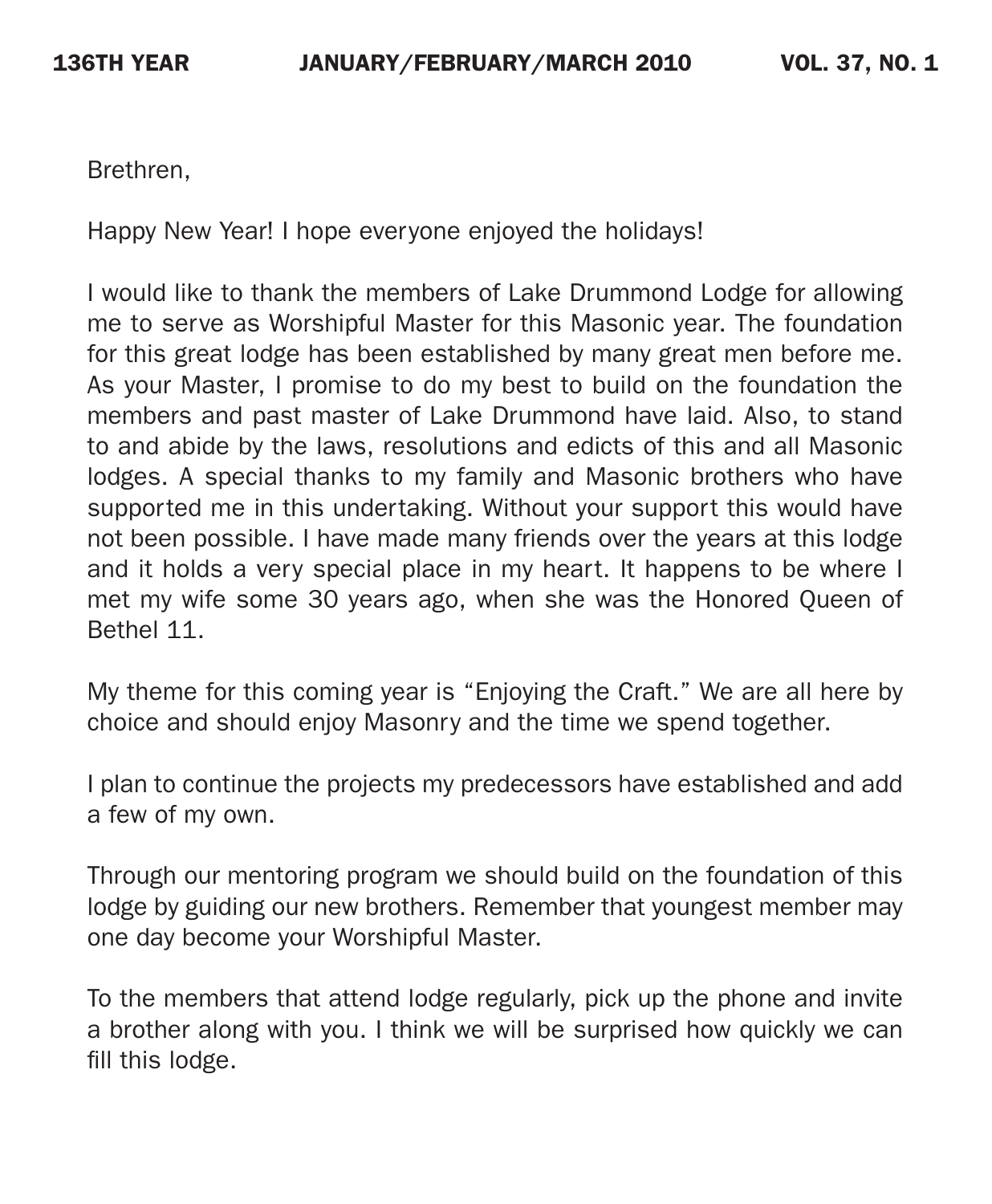Brethren,

Happy New Year! I hope everyone enjoyed the holidays!

I would like to thank the members of Lake Drummond Lodge for allowing me to serve as Worshipful Master for this Masonic year. The foundation for this great lodge has been established by many great men before me. As your Master, I promise to do my best to build on the foundation the members and past master of Lake Drummond have laid. Also, to stand to and abide by the laws, resolutions and edicts of this and all Masonic lodges. A special thanks to my family and Masonic brothers who have supported me in this undertaking. Without your support this would have not been possible. I have made many friends over the years at this lodge and it holds a very special place in my heart. It happens to be where I met my wife some 30 years ago, when she was the Honored Queen of Bethel 11.

My theme for this coming year is "Enjoying the Craft." We are all here by choice and should enjoy Masonry and the time we spend together.

I plan to continue the projects my predecessors have established and add a few of my own.

Through our mentoring program we should build on the foundation of this lodge by guiding our new brothers. Remember that youngest member may one day become your Worshipful Master.

To the members that attend lodge regularly, pick up the phone and invite a brother along with you. I think we will be surprised how quickly we can fill this lodge.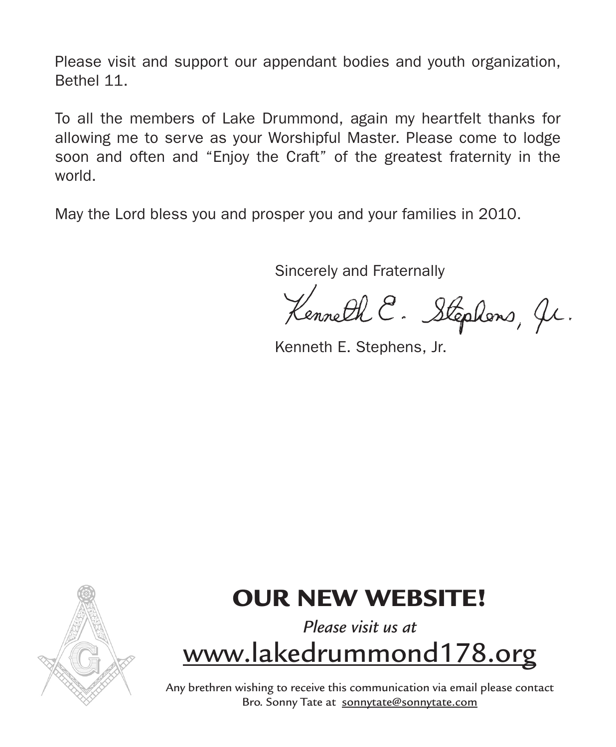Please visit and support our appendant bodies and youth organization, Bethel 11.

To all the members of Lake Drummond, again my heartfelt thanks for allowing me to serve as your Worshipful Master. Please come to lodge soon and often and "Enjoy the Craft" of the greatest fraternity in the world.

May the Lord bless you and prosper you and your families in 2010.

Sincerely and Fraternally

Kenneth E. Stephens, Jr.

Kenneth E. Stephens, Jr.

## OUR NEW WEBSITE!

*Please visit us at*

[www.lakedrummond178.org](http://www.lakedrummond178.org)

Any brethren wishing to receive this communication via email please contact Bro. Sonny Tate at sonnytate@sonnytate.com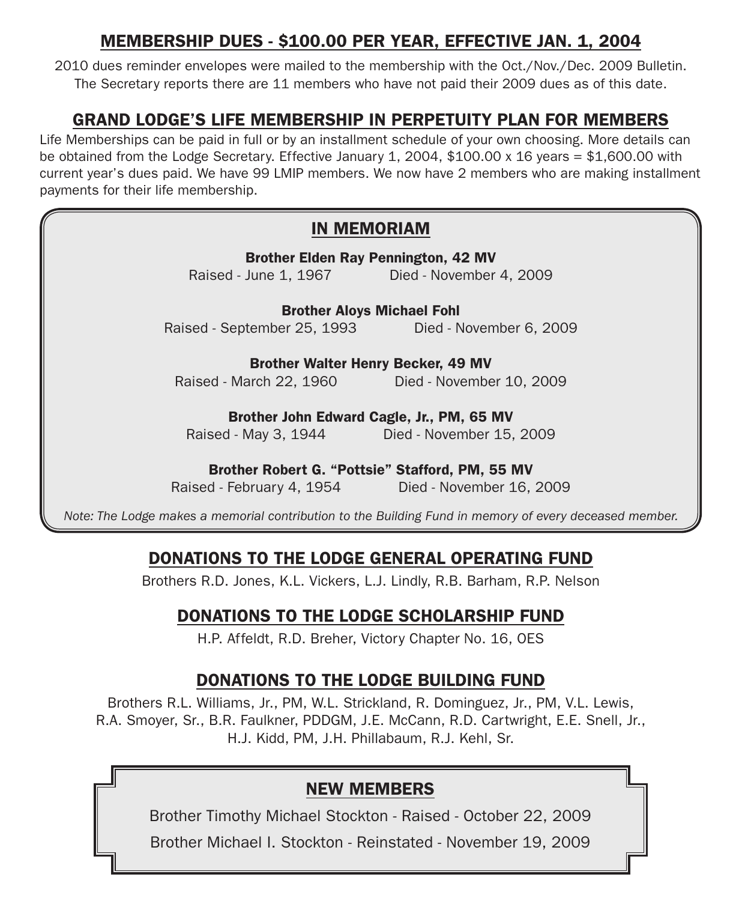## MEMBERSHIP DUES - $100.00 PER YEAR, EFFECTIVE JAN. 1, 2004

2010 dues reminder envelopes were mailed to the membership with the Oct./Nov./Dec. 2009 Bulletin. The Secretary reports there are 11 members who have not paid their 2009 dues as of this date.

## GRAND LODGE'S LIFE MEMBERSHIP IN PERPETUITY PLAN FOR MEMBERS

Life Memberships can be paid in full or by an installment schedule of your own choosing. More details can be obtained from the Lodge Secretary. Effective January 1, 2004, $100.00 x 16 years = $1,600.00 with current year's dues paid. We have 99 LMIP members. We now have 2 members who are making installment payments for their life membership.

## IN MEMORIAM

**Brother Elden Ray Pennington, 42 MV**
Raised - June 1, 1967 Died - November 4, 2009

**Brother Aloys Michael Fohl**
Raised - September 25, 1993 Died - November 6, 2009

**Brother Walter Henry Becker, 49 MV**
Raised - March 22, 1960 Died - November 10, 2009

**Brother John Edward Cagle, Jr., PM, 65 MV**
Raised - May 3, 1944 Died - November 15, 2009

**Brother Robert G. "Pottsie" Stafford, PM, 55 MV**
Raised - February 4, 1954 Died - November 16, 2009

*Note: The Lodge makes a memorial contribution to the Building Fund in memory of every deceased member.*

## DONATIONS TO THE LODGE GENERAL OPERATING FUND

Brothers R.D. Jones, K.L. Vickers, L.J. Lindly, R.B. Barham, R.P. Nelson

## DONATIONS TO THE LODGE SCHOLARSHIP FUND

H.P. Affeldt, R.D. Breher, Victory Chapter No. 16, OES

## DONATIONS TO THE LODGE BUILDING FUND

Brothers R.L. Williams, Jr., PM, W.L. Strickland, R. Dominguez, Jr., PM, V.L. Lewis, R.A. Smoyer, Sr., B.R. Faulkner, PDDGM, J.E. McCann, R.D. Cartwright, E.E. Snell, Jr., H.J. Kidd, PM, J.H. Phillabaum, R.J. Kehl, Sr.

## NEW MEMBERS

Brother Timothy Michael Stockton - Raised - October 22, 2009

Brother Michael I. Stockton - Reinstated - November 19, 2009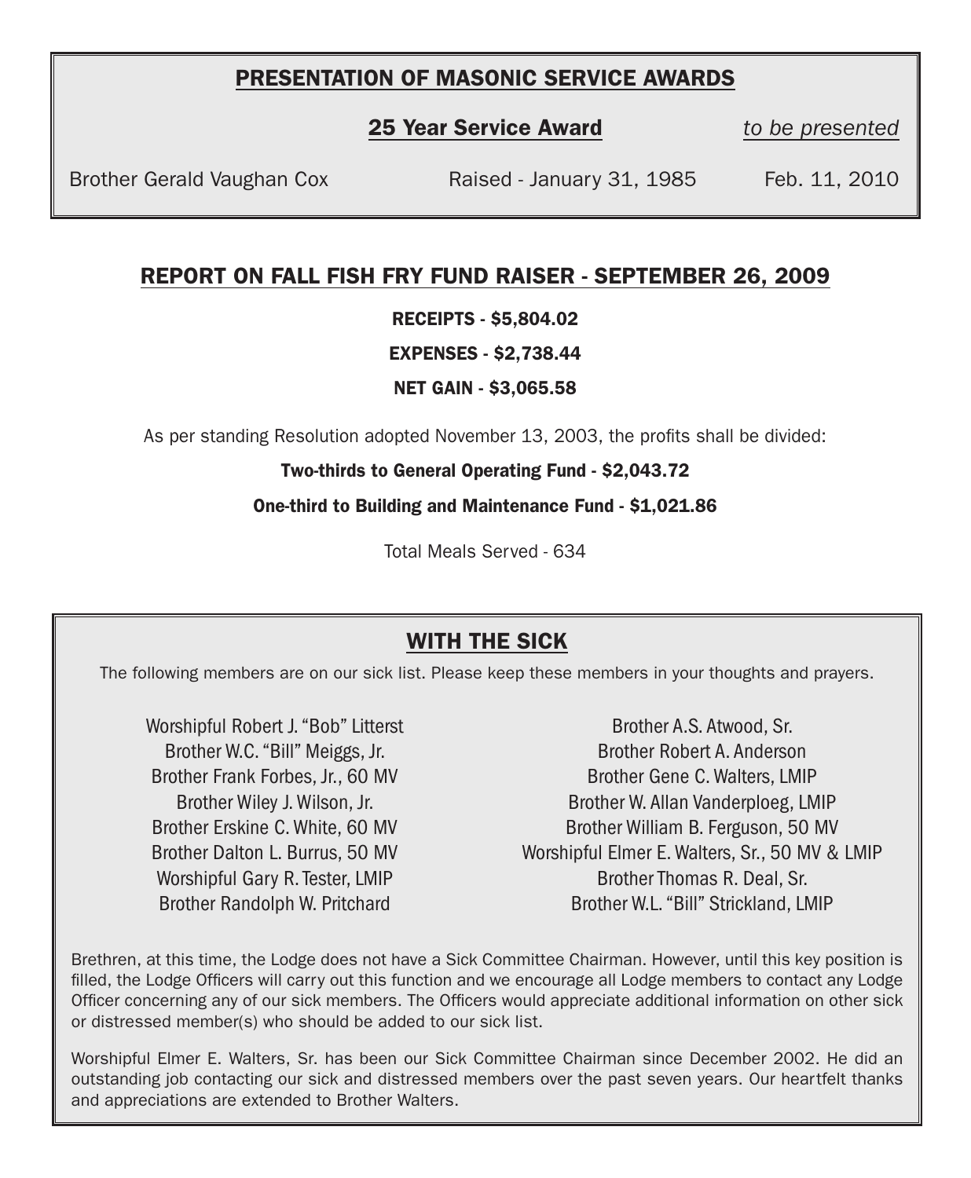## PRESENTATION OF MASONIC SERVICE AWARDS

| | **25 Year Service Award** | *to be presented* |
|---|---|---|
| Brother Gerald Vaughan Cox | Raised - January 31, 1985 | Feb. 11, 2010 |

## REPORT ON FALL FISH FRY FUND RAISER - SEPTEMBER 26, 2009

**RECEIPTS - $5,804.02**

**EXPENSES - $2,738.44**

**NET GAIN - $3,065.58**

As per standing Resolution adopted November 13, 2003, the profits shall be divided:

**Two-thirds to General Operating Fund - $2,043.72**

**One-third to Building and Maintenance Fund - $1,021.86**

Total Meals Served - 634

## WITH THE SICK

The following members are on our sick list. Please keep these members in your thoughts and prayers.

Worshipful Robert J. "Bob" Litterst
Brother W.C. "Bill" Meiggs, Jr.
Brother Frank Forbes, Jr., 60 MV
Brother Wiley J. Wilson, Jr.
Brother Erskine C. White, 60 MV
Brother Dalton L. Burrus, 50 MV
Worshipful Gary R. Tester, LMIP
Brother Randolph W. Pritchard
Brother A.S. Atwood, Sr.
Brother Robert A. Anderson
Brother Gene C. Walters, LMIP
Brother W. Allan Vanderploeg, LMIP
Brother William B. Ferguson, 50 MV
Worshipful Elmer E. Walters, Sr., 50 MV & LMIP
Brother Thomas R. Deal, Sr.
Brother W.L. "Bill" Strickland, LMIP

Brethren, at this time, the Lodge does not have a Sick Committee Chairman. However, until this key position is filled, the Lodge Officers will carry out this function and we encourage all Lodge members to contact any Lodge Officer concerning any of our sick members. The Officers would appreciate additional information on other sick or distressed member(s) who should be added to our sick list.

Worshipful Elmer E. Walters, Sr. has been our Sick Committee Chairman since December 2002. He did an outstanding job contacting our sick and distressed members over the past seven years. Our heartfelt thanks and appreciations are extended to Brother Walters.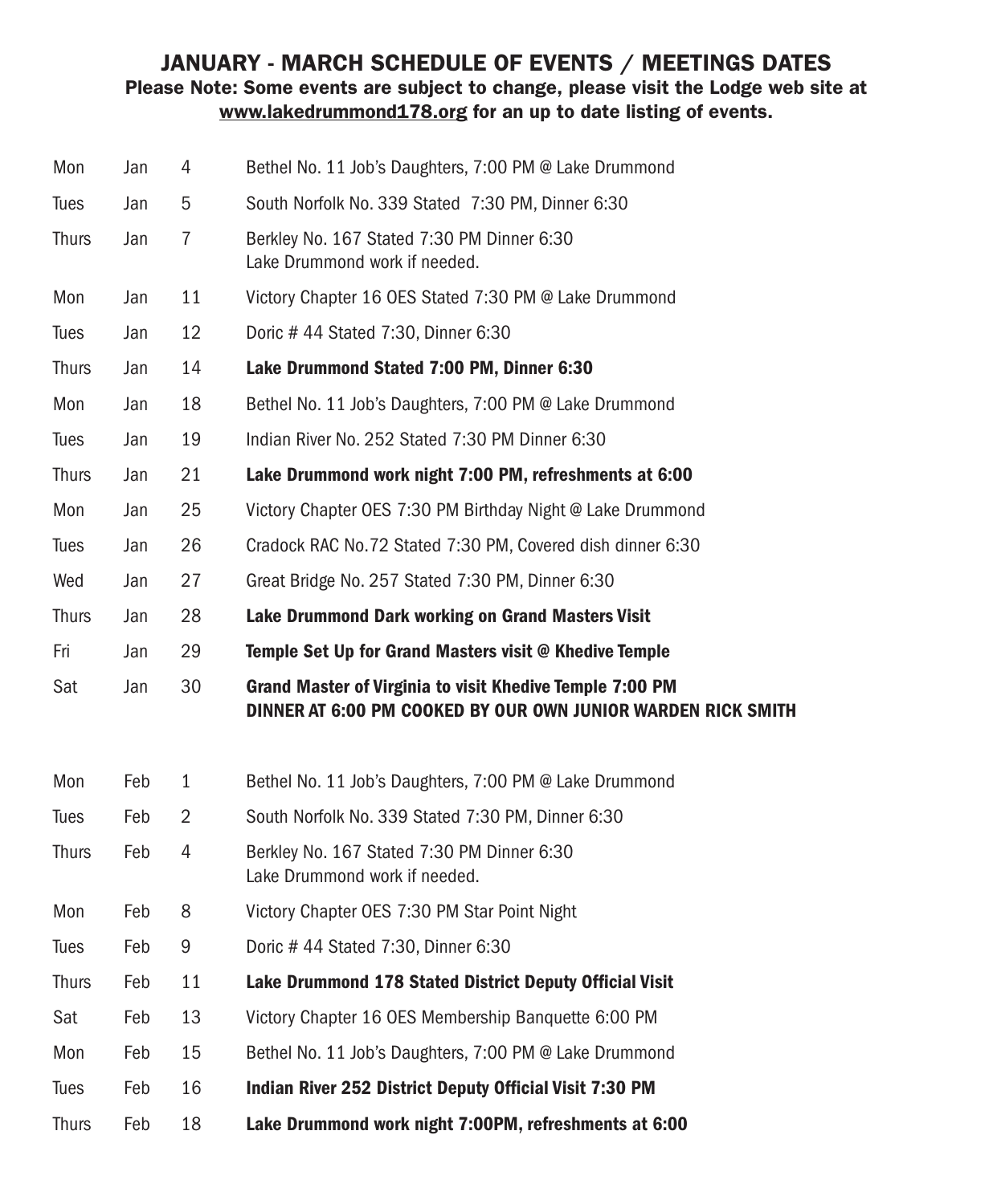## JANUARY - MARCH SCHEDULE OF EVENTS / MEETINGS DATES

**Please Note: Some events are subject to change, please visit the Lodge web site at www.lakedrummond178.org for an up to date listing of events.**

| | | | |
|---|---|---|---|
| Mon | Jan | 4 | Bethel No. 11 Job's Daughters, 7:00 PM @ Lake Drummond |
| Tues | Jan | 5 | South Norfolk No. 339 Stated 7:30 PM, Dinner 6:30 |
| Thurs | Jan | 7 | Berkley No. 167 Stated 7:30 PM Dinner 6:30<br>Lake Drummond work if needed. |
| Mon | Jan | 11 | Victory Chapter 16 OES Stated 7:30 PM @ Lake Drummond |
| Tues | Jan | 12 | Doric # 44 Stated 7:30, Dinner 6:30 |
| Thurs | Jan | 14 | **Lake Drummond Stated 7:00 PM, Dinner 6:30** |
| Mon | Jan | 18 | Bethel No. 11 Job's Daughters, 7:00 PM @ Lake Drummond |
| Tues | Jan | 19 | Indian River No. 252 Stated 7:30 PM Dinner 6:30 |
| Thurs | Jan | 21 | **Lake Drummond work night 7:00 PM, refreshments at 6:00** |
| Mon | Jan | 25 | Victory Chapter OES 7:30 PM Birthday Night @ Lake Drummond |
| Tues | Jan | 26 | Cradock RAC No.72 Stated 7:30 PM, Covered dish dinner 6:30 |
| Wed | Jan | 27 | Great Bridge No. 257 Stated 7:30 PM, Dinner 6:30 |
| Thurs | Jan | 28 | **Lake Drummond Dark working on Grand Masters Visit** |
| Fri | Jan | 29 | **Temple Set Up for Grand Masters visit @ Khedive Temple** |
| Sat | Jan | 30 | **Grand Master of Virginia to visit Khedive Temple 7:00 PM<br>DINNER AT 6:00 PM COOKED BY OUR OWN JUNIOR WARDEN RICK SMITH** |
| Mon | Feb | 1 | Bethel No. 11 Job's Daughters, 7:00 PM @ Lake Drummond |
| Tues | Feb | 2 | South Norfolk No. 339 Stated 7:30 PM, Dinner 6:30 |
| Thurs | Feb | 4 | Berkley No. 167 Stated 7:30 PM Dinner 6:30<br>Lake Drummond work if needed. |
| Mon | Feb | 8 | Victory Chapter OES 7:30 PM Star Point Night |
| Tues | Feb | 9 | Doric # 44 Stated 7:30, Dinner 6:30 |
| Thurs | Feb | 11 | **Lake Drummond 178 Stated District Deputy Official Visit** |
| Sat | Feb | 13 | Victory Chapter 16 OES Membership Banquette 6:00 PM |
| Mon | Feb | 15 | Bethel No. 11 Job's Daughters, 7:00 PM @ Lake Drummond |
| Tues | Feb | 16 | **Indian River 252 District Deputy Official Visit 7:30 PM** |
| Thurs | Feb | 18 | **Lake Drummond work night 7:00PM, refreshments at 6:00** |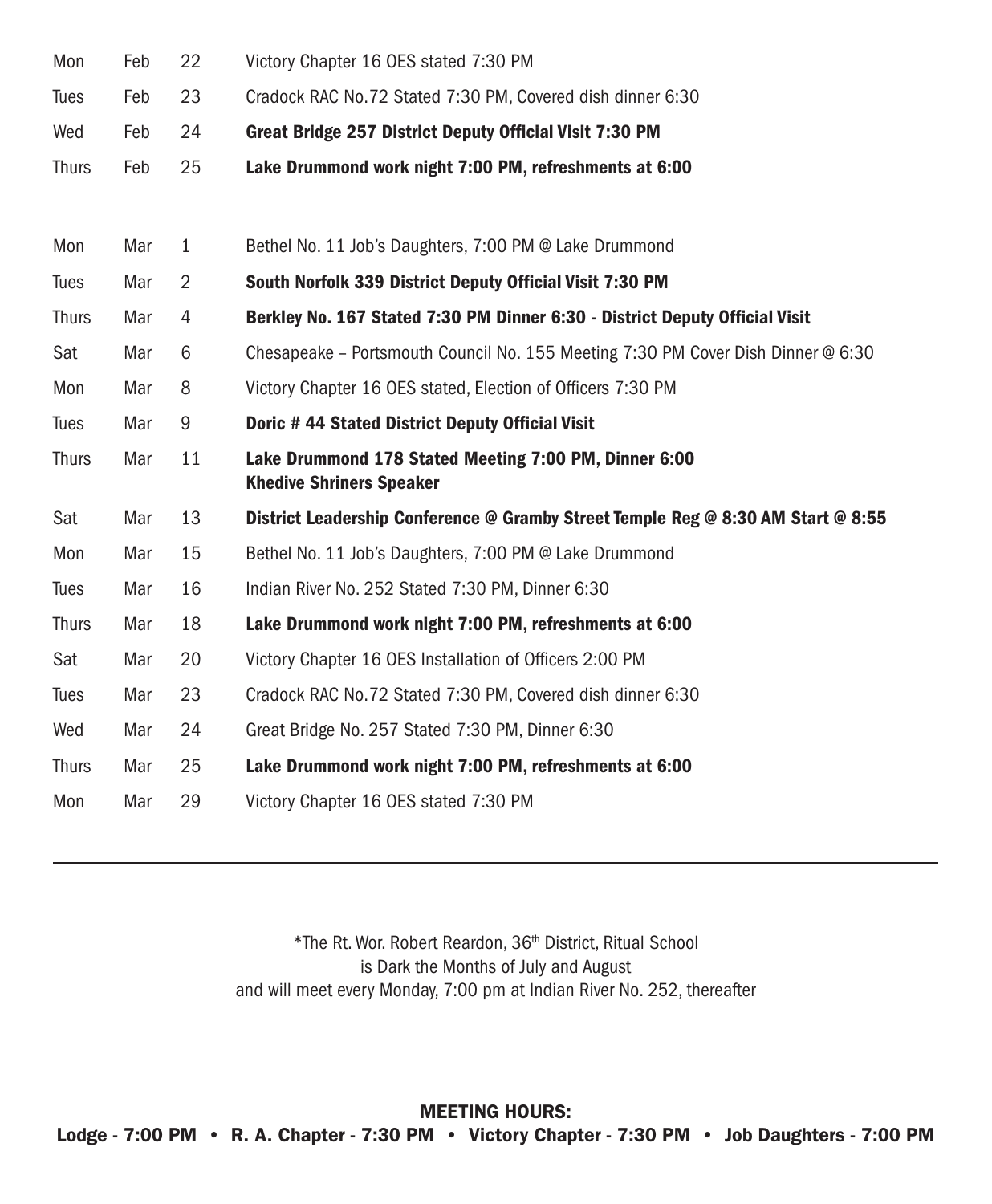| | | | |
|---|---|---|---|
| Mon | Feb | 22 | Victory Chapter 16 OES stated 7:30 PM |
| Tues | Feb | 23 | Cradock RAC No.72 Stated 7:30 PM, Covered dish dinner 6:30 |
| Wed | Feb | 24 | **Great Bridge 257 District Deputy Official Visit 7:30 PM** |
| Thurs | Feb | 25 | **Lake Drummond work night 7:00 PM, refreshments at 6:00** |
| | | | |
| Mon | Mar | 1 | Bethel No. 11 Job's Daughters, 7:00 PM @ Lake Drummond |
| Tues | Mar | 2 | **South Norfolk 339 District Deputy Official Visit 7:30 PM** |
| Thurs | Mar | 4 | **Berkley No. 167 Stated 7:30 PM Dinner 6:30 - District Deputy Official Visit** |
| Sat | Mar | 6 | Chesapeake – Portsmouth Council No. 155 Meeting 7:30 PM Cover Dish Dinner @ 6:30 |
| Mon | Mar | 8 | Victory Chapter 16 OES stated, Election of Officers 7:30 PM |
| Tues | Mar | 9 | **Doric # 44 Stated District Deputy Official Visit** |
| Thurs | Mar | 11 | **Lake Drummond 178 Stated Meeting 7:00 PM, Dinner 6:00 Khedive Shriners Speaker** |
| Sat | Mar | 13 | **District Leadership Conference @ Gramby Street Temple Reg @ 8:30 AM Start @ 8:55** |
| Mon | Mar | 15 | Bethel No. 11 Job's Daughters, 7:00 PM @ Lake Drummond |
| Tues | Mar | 16 | Indian River No. 252 Stated 7:30 PM, Dinner 6:30 |
| Thurs | Mar | 18 | **Lake Drummond work night 7:00 PM, refreshments at 6:00** |
| Sat | Mar | 20 | Victory Chapter 16 OES Installation of Officers 2:00 PM |
| Tues | Mar | 23 | Cradock RAC No.72 Stated 7:30 PM, Covered dish dinner 6:30 |
| Wed | Mar | 24 | Great Bridge No. 257 Stated 7:30 PM, Dinner 6:30 |
| Thurs | Mar | 25 | **Lake Drummond work night 7:00 PM, refreshments at 6:00** |
| Mon | Mar | 29 | Victory Chapter 16 OES stated 7:30 PM |

---

*The Rt. Wor. Robert Reardon, 36th District, Ritual School
is Dark the Months of July and August
and will meet every Monday, 7:00 pm at Indian River No. 252, thereafter

**MEETING HOURS:**
**Lodge - 7:00 PM • R. A. Chapter - 7:30 PM • Victory Chapter - 7:30 PM • Job Daughters - 7:00 PM**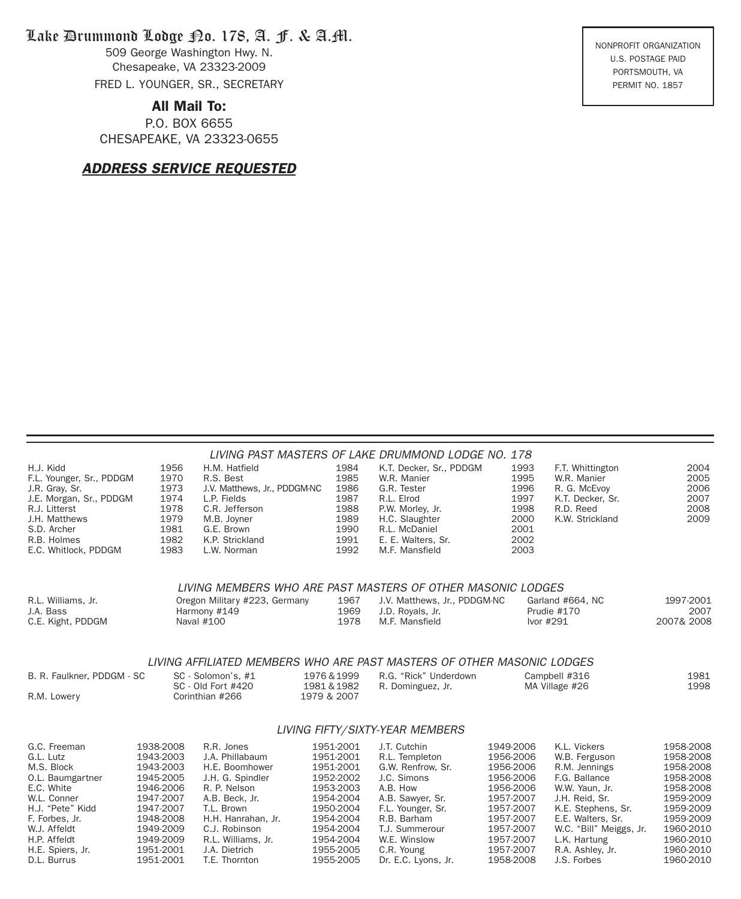# Lake Drummond Lodge No. 178, A. F. & A.M.

509 George Washington Hwy. N.
Chesapeake, VA 23323-2009
FRED L. YOUNGER, SR., SECRETARY

**All Mail To:**
P.O. BOX 6655
CHESAPEAKE, VA 23323-0655

***ADDRESS SERVICE REQUESTED***

NONPROFIT ORGANIZATION
U.S. POSTAGE PAID
PORTSMOUTH, VA
PERMIT NO. 1857

### *LIVING PAST MASTERS OF LAKE DRUMMOND LODGE NO. 178*

| | | | | | | | |
|---|---|---|---|---|---|---|---|
| H.J. Kidd | 1956 | H.M. Hatfield | 1984 | K.T. Decker, Sr., PDDGM | 1993 | F.T. Whittington | 2004 |
| F.L. Younger, Sr., PDDGM | 1970 | R.S. Best | 1985 | W.R. Manier | 1995 | W.R. Manier | 2005 |
| J.R. Gray, Sr. | 1973 | J.V. Matthews, Jr., PDDGM-NC | 1986 | G.R. Tester | 1996 | R. G. McEvoy | 2006 |
| J.E. Morgan, Sr., PDDGM | 1974 | L.P. Fields | 1987 | R.L. Elrod | 1997 | K.T. Decker, Sr. | 2007 |
| R.J. Litterst | 1978 | C.R. Jefferson | 1988 | P.W. Morley, Jr. | 1998 | R.D. Reed | 2008 |
| J.H. Matthews | 1979 | M.B. Joyner | 1989 | H.C. Slaughter | 2000 | K.W. Strickland | 2009 |
| S.D. Archer | 1981 | G.E. Brown | 1990 | R.L. McDaniel | 2001 | | |
| R.B. Holmes | 1982 | K.P. Strickland | 1991 | E. E. Walters, Sr. | 2002 | | |
| E.C. Whitlock, PDDGM | 1983 | L.W. Norman | 1992 | M.F. Mansfield | 2003 | | |

### *LIVING MEMBERS WHO ARE PAST MASTERS OF OTHER MASONIC LODGES*

| | | | | | |
|---|---|---|---|---|---|
| R.L. Williams, Jr. | Oregon Military #223, Germany | 1967 | J.V. Matthews, Jr., PDDGM-NC | Garland #664, NC | 1997-2001 |
| J.A. Bass | Harmony #149 | 1969 | J.D. Royals, Jr. | Prudie #170 | 2007 |
| C.E. Kight, PDDGM | Naval #100 | 1978 | M.F. Mansfield | Ivor #291 | 2007& 2008 |

### *LIVING AFFILIATED MEMBERS WHO ARE PAST MASTERS OF OTHER MASONIC LODGES*

| | | | | | |
|---|---|---|---|---|---|
| B. R. Faulkner, PDDGM - SC | SC - Solomon's, #1 | 1976 & 1999 | R.G. "Rick" Underdown | Campbell #316 | 1981 |
| | SC - Old Fort #420 | 1981 & 1982 | R. Dominguez, Jr. | MA Village #26 | 1998 |
| R.M. Lowery | Corinthian #266 | 1979 & 2007 | | | |

### *LIVING FIFTY/SIXTY-YEAR MEMBERS*

| | | | | | | | |
|---|---|---|---|---|---|---|---|
| G.C. Freeman | 1938-2008 | R.R. Jones | 1951-2001 | J.T. Cutchin | 1949-2006 | K.L. Vickers | 1958-2008 |
| G.L. Lutz | 1943-2003 | J.A. Phillabaum | 1951-2001 | R.L. Templeton | 1956-2006 | W.B. Ferguson | 1958-2008 |
| M.S. Block | 1943-2003 | H.E. Boomhower | 1951-2001 | G.W. Renfrow, Sr. | 1956-2006 | R.M. Jennings | 1958-2008 |
| O.L. Baumgartner | 1945-2005 | J.H. G. Spindler | 1952-2002 | J.C. Simons | 1956-2006 | F.G. Ballance | 1958-2008 |
| E.C. White | 1946-2006 | R. P. Nelson | 1953-2003 | A.B. How | 1956-2006 | W.W. Yaun, Jr. | 1958-2008 |
| W.L. Conner | 1947-2007 | A.B. Beck, Jr. | 1954-2004 | A.B. Sawyer, Sr. | 1957-2007 | J.H. Reid, Sr. | 1959-2009 |
| H.J. "Pete" Kidd | 1947-2007 | T.L. Brown | 1950-2004 | F.L. Younger, Sr. | 1957-2007 | K.E. Stephens, Sr. | 1959-2009 |
| F. Forbes, Jr. | 1948-2008 | H.H. Hanrahan, Jr. | 1954-2004 | R.B. Barham | 1957-2007 | E.E. Walters, Sr. | 1959-2009 |
| W.J. Affeldt | 1949-2009 | C.J. Robinson | 1954-2004 | T.J. Summerour | 1957-2007 | W.C. "Bill" Meiggs, Jr. | 1960-2010 |
| H.P. Affeldt | 1949-2009 | R.L. Williams, Jr. | 1954-2004 | W.E. Winslow | 1957-2007 | L.K. Hartung | 1960-2010 |
| H.E. Spiers, Jr. | 1951-2001 | J.A. Dietrich | 1955-2005 | C.R. Young | 1957-2007 | R.A. Ashley, Jr. | 1960-2010 |
| D.L. Burrus | 1951-2001 | T.E. Thornton | 1955-2005 | Dr. E.C. Lyons, Jr. | 1958-2008 | J.S. Forbes | 1960-2010 |